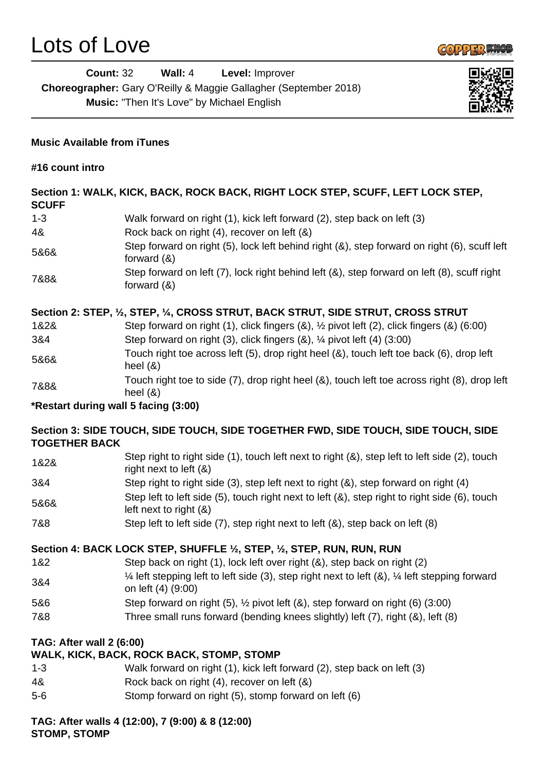# Lots of Love

**Count:** 32 **Wall:** 4 **Level:** Improver
**Choreographer:** Gary O'Reilly & Maggie Gallagher (September 2018)
**Music:** "Then It's Love" by Michael English

**Music Available from iTunes**

**#16 count intro**

**Section 1: WALK, KICK, BACK, ROCK BACK, RIGHT LOCK STEP, SCUFF, LEFT LOCK STEP, SCUFF**

| | |
|---|---|
| 1-3 | Walk forward on right (1), kick left forward (2), step back on left (3) |
| 4& | Rock back on right (4), recover on left (&) |
| 5&6& | Step forward on right (5), lock left behind right (&), step forward on right (6), scuff left forward (&) |
| 7&8& | Step forward on left (7), lock right behind left (&), step forward on left (8), scuff right forward (&) |

**Section 2: STEP, ½, STEP, ¼, CROSS STRUT, BACK STRUT, SIDE STRUT, CROSS STRUT**

| | |
|---|---|
| 1&2& | Step forward on right (1), click fingers (&), ½ pivot left (2), click fingers (&) (6:00) |
| 3&4 | Step forward on right (3), click fingers (&), ¼ pivot left (4) (3:00) |
| 5&6& | Touch right toe across left (5), drop right heel (&), touch left toe back (6), drop left heel (&) |
| 7&8& | Touch right toe to side (7), drop right heel (&), touch left toe across right (8), drop left heel (&) |

**\*Restart during wall 5 facing (3:00)**

**Section 3: SIDE TOUCH, SIDE TOUCH, SIDE TOGETHER FWD, SIDE TOUCH, SIDE TOUCH, SIDE TOGETHER BACK**

| | |
|---|---|
| 1&2& | Step right to right side (1), touch left next to right (&), step left to left side (2), touch right next to left (&) |
| 3&4 | Step right to right side (3), step left next to right (&), step forward on right (4) |
| 5&6& | Step left to left side (5), touch right next to left (&), step right to right side (6), touch left next to right (&) |
| 7&8 | Step left to left side (7), step right next to left (&), step back on left (8) |

**Section 4: BACK LOCK STEP, SHUFFLE ½, STEP, ½, STEP, RUN, RUN, RUN**

| | |
|---|---|
| 1&2 | Step back on right (1), lock left over right (&), step back on right (2) |
| 3&4 | ¼ left stepping left to left side (3), step right next to left (&), ¼ left stepping forward on left (4) (9:00) |
| 5&6 | Step forward on right (5), ½ pivot left (&), step forward on right (6) (3:00) |
| 7&8 | Three small runs forward (bending knees slightly) left (7), right (&), left (8) |

**TAG: After wall 2 (6:00)**
**WALK, KICK, BACK, ROCK BACK, STOMP, STOMP**

| | |
|---|---|
| 1-3 | Walk forward on right (1), kick left forward (2), step back on left (3) |
| 4& | Rock back on right (4), recover on left (&) |
| 5-6 | Stomp forward on right (5), stomp forward on left (6) |

**TAG: After walls 4 (12:00), 7 (9:00) & 8 (12:00)**
**STOMP, STOMP**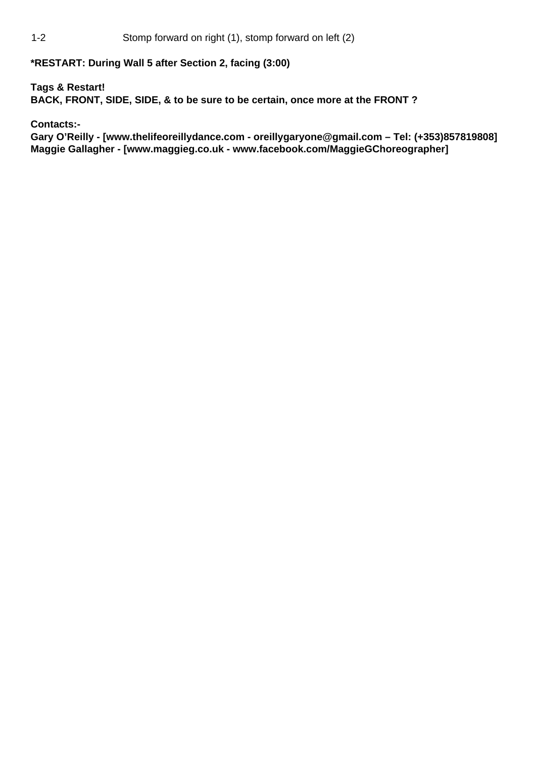1-2 Stomp forward on right (1), stomp forward on left (2)

**\*RESTART: During Wall 5 after Section 2, facing (3:00)**

**Tags & Restart!**
**BACK, FRONT, SIDE, SIDE, & to be sure to be certain, once more at the FRONT ?**

**Contacts:-**
**Gary O'Reilly - [www.thelifeoreillydance.com - oreillygaryone@gmail.com – Tel: (+353)857819808]**
**Maggie Gallagher - [www.maggieg.co.uk - www.facebook.com/MaggieGChoreographer]**